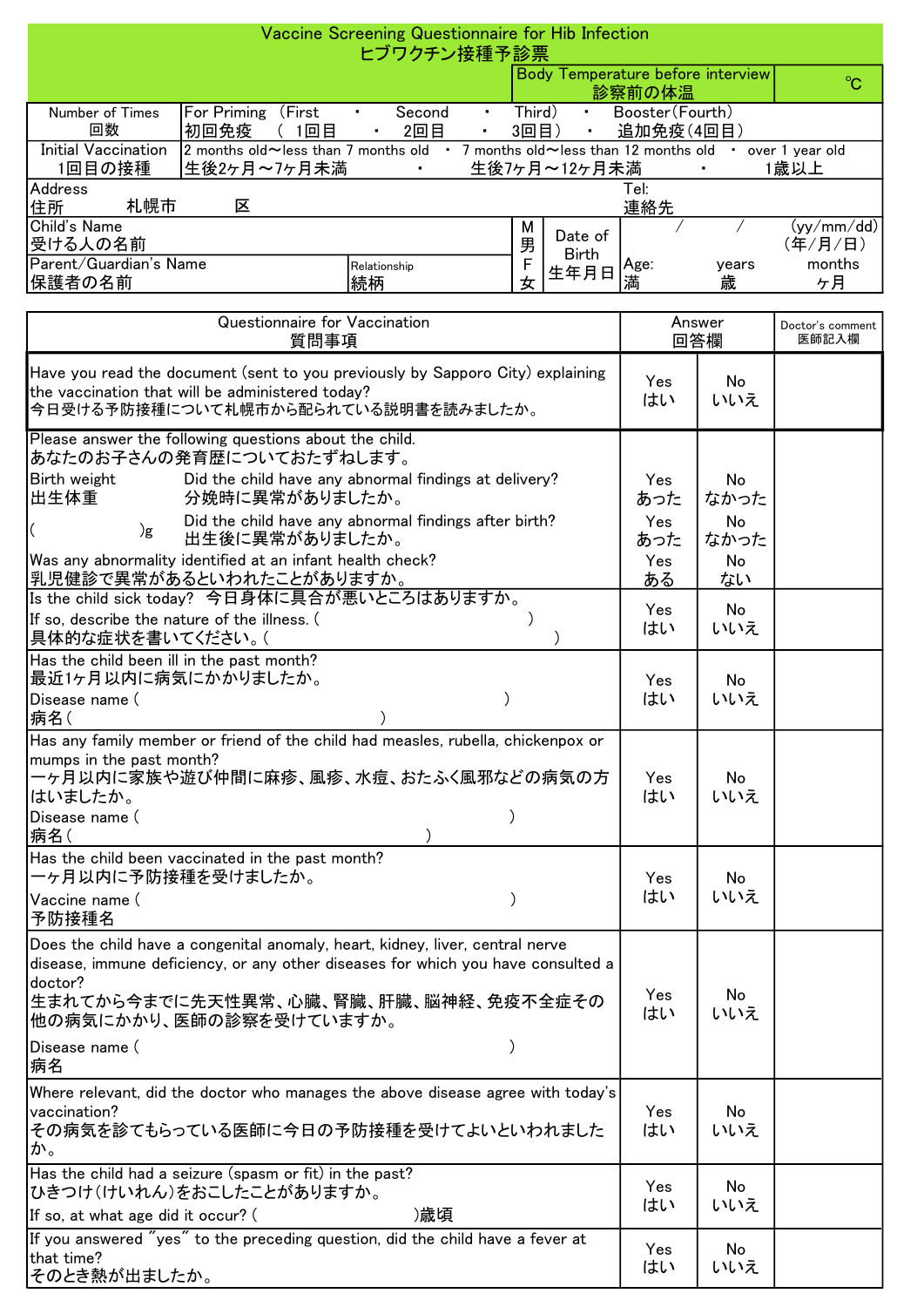# Vaccine Screening Questionnaire for Hib Infection
# ヒブワクチン接種予診票

| | Body Temperature before interview 診察前の体温 | ℃ |
|---|---|---|

| | |
|---|---|
| Number of Times 回数 | For Priming （First ・ Second ・ Third） ・ Booster(Fourth) 初回免疫 （ 1回目 ・ 2回目 ・ 3回目） ・ 追加免疫(4回目) |
| Initial Vaccination 1回目の接種 | 2 months old～less than 7 months old ・ 7 months old～less than 12 months old ・ over 1 year old 生後2ヶ月～7ヶ月未満 ・ 生後7ヶ月～12ヶ月未満 ・ 1歳以上 |
| Address 住所 札幌市 区 | Tel: 連絡先 |

| | | | | |
|---|---|---|---|---|
| Child's Name 受ける人の名前 | | M 男 F 女 | Date of Birth 生年月日 | / / (yy/mm/dd) (年/月/日) |
| Parent/Guardian's Name 保護者の名前 | Relationship 続柄 | | | Age: 満 years 歳 months ヶ月 |

| Questionnaire for Vaccination 質問事項 | Answer 回答欄 | | Doctor's comment 医師記入欄 |
|---|---|---|---|
| Have you read the document (sent to you previously by Sapporo City) explaining the vaccination that will be administered today? 今日受ける予防接種について札幌市から配られている説明書を読みましたか。 | Yes はい | No いいえ | |
| Please answer the following questions about the child. あなたのお子さんの発育歴についておたずねします。 | | | |
| Birth weight 出生体重 ( )g — Did the child have any abnormal findings at delivery? 分娩時に異常がありましたか。 | Yes あった | No なかった | |
| Did the child have any abnormal findings after birth? 出生後に異常がありましたか。 | Yes あった | No なかった | |
| Was any abnormality identified at an infant health check? 乳児健診で異常があるといわれたことがありますか。 | Yes ある | No ない | |
| Is the child sick today? 今日身体に具合が悪いところはありますか。 If so, describe the nature of the illness. ( ) 具体的な症状を書いてください。( ) | Yes はい | No いいえ | |
| Has the child been ill in the past month? 最近1ヶ月以内に病気にかかりましたか。 Disease name ( ) 病名( ) | Yes はい | No いいえ | |
| Has any family member or friend of the child had measles, rubella, chickenpox or mumps in the past month? 一ヶ月以内に家族や遊び仲間に麻疹、風疹、水痘、おたふく風邪などの病気の方はいましたか。 Disease name ( ) 病名( ) | Yes はい | No いいえ | |
| Has the child been vaccinated in the past month? 一ヶ月以内に予防接種を受けましたか。 Vaccine name ( ) 予防接種名 | Yes はい | No いいえ | |
| Does the child have a congenital anomaly, heart, kidney, liver, central nerve disease, immune deficiency, or any other diseases for which you have consulted a doctor? 生まれてから今までに先天性異常、心臓、腎臓、肝臓、脳神経、免疫不全症その他の病気にかかり、医師の診察を受けていますか。 Disease name ( ) 病名 | Yes はい | No いいえ | |
| Where relevant, did the doctor who manages the above disease agree with today's vaccination? その病気を診てもらっている医師に今日の予防接種を受けてよいといわれましたか。 | Yes はい | No いいえ | |
| Has the child had a seizure (spasm or fit) in the past? ひきつけ(けいれん)をおこしたことがありますか。 If so, at what age did it occur? ( )歳頃 | Yes はい | No いいえ | |
| If you answered "yes" to the preceding question, did the child have a fever at that time? そのとき熱が出ましたか。 | Yes はい | No いいえ | |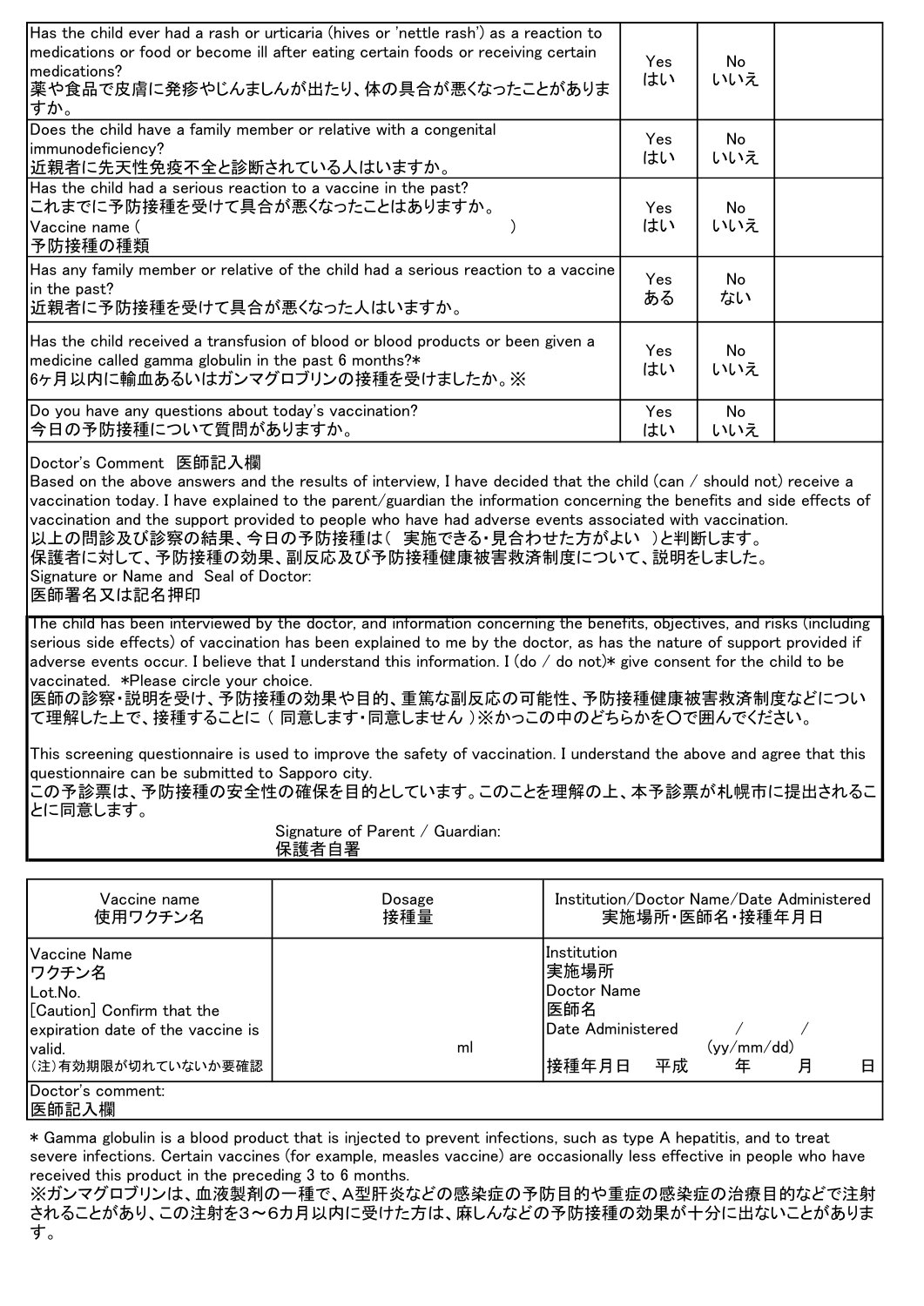| | | | |
|---|---|---|---|
| Has the child ever had a rash or urticaria (hives or 'nettle rash') as a reaction to medications or food or become ill after eating certain foods or receiving certain medications?<br>薬や食品で皮膚に発疹やじんましんが出たり、体の具合が悪くなったことがありますか。 | Yes<br>はい | No<br>いいえ | |
| Does the child have a family member or relative with a congenital immunodeficiency?<br>近親者に先天性免疫不全と診断されている人はいますか。 | Yes<br>はい | No<br>いいえ | |
| Has the child had a serious reaction to a vaccine in the past?<br>これまでに予防接種を受けて具合が悪くなったことはありますか。<br>Vaccine name (　　　　　　　　　　)<br>予防接種の種類 | Yes<br>はい | No<br>いいえ | |
| Has any family member or relative of the child had a serious reaction to a vaccine in the past?<br>近親者に予防接種を受けて具合が悪くなった人はいますか。 | Yes<br>ある | No<br>ない | |
| Has the child received a transfusion of blood or blood products or been given a medicine called gamma globulin in the past 6 months?*<br>6ヶ月以内に輸血あるいはガンマグロブリンの接種を受けましたか。※ | Yes<br>はい | No<br>いいえ | |
| Do you have any questions about today's vaccination?<br>今日の予防接種について質問がありますか。 | Yes<br>はい | No<br>いいえ | |

Doctor's Comment　医師記入欄

Based on the above answers and the results of interview, I have decided that the child (can / should not) receive a vaccination today. I have explained to the parent/guardian the information concerning the benefits and side effects of vaccination and the support provided to people who have had adverse events associated with vaccination.

以上の問診及び診察の結果、今日の予防接種は(　実施できる・見合わせた方がよい　)と判断します。
保護者に対して、予防接種の効果、副反応及び予防接種健康被害救済制度について、説明をしました。

Signature or Name and　Seal of Doctor:
医師署名又は記名押印

The child has been interviewed by the doctor, and information concerning the benefits, objectives, and risks (including serious side effects) of vaccination has been explained to me by the doctor, as has the nature of support provided if adverse events occur. I believe that I understand this information. I (do / do not)* give consent for the child to be vaccinated.　*Please circle your choice.

医師の診察・説明を受け、予防接種の効果や目的、重篤な副反応の可能性、予防接種健康被害救済制度などについて理解した上で、接種することに ( 同意します・同意しません )※かっこの中のどちらかを〇で囲んでください。

This screening questionnaire is used to improve the safety of vaccination. I understand the above and agree that this questionnaire can be submitted to Sapporo city.

この予診票は、予防接種の安全性の確保を目的としています。このことを理解の上、本予診票が札幌市に提出されることに同意します。

Signature of Parent / Guardian:
保護者自署

| Vaccine name<br>使用ワクチン名 | Dosage<br>接種量 | Institution/Doctor Name/Date Administered<br>実施場所・医師名・接種年月日 |
|---|---|---|
| Vaccine Name<br>ワクチン名<br>Lot.No.<br>[Caution] Confirm that the expiration date of the vaccine is valid.<br>(注)有効期限が切れていないか要確認 | ml | Institution<br>実施場所<br>Doctor Name<br>医師名<br>Date Administered　　/　　/<br>(yy/mm/dd)<br>接種年月日　平成　　年　　月　　日 |
| Doctor's comment:<br>医師記入欄 | | |

* Gamma globulin is a blood product that is injected to prevent infections, such as type A hepatitis, and to treat severe infections. Certain vaccines (for example, measles vaccine) are occasionally less effective in people who have received this product in the preceding 3 to 6 months.

※ガンマグロブリンは、血液製剤の一種で、A型肝炎などの感染症の予防目的や重症の感染症の治療目的などで注射されることがあり、この注射を3～6カ月以内に受けた方は、麻しんなどの予防接種の効果が十分に出ないことがあります。